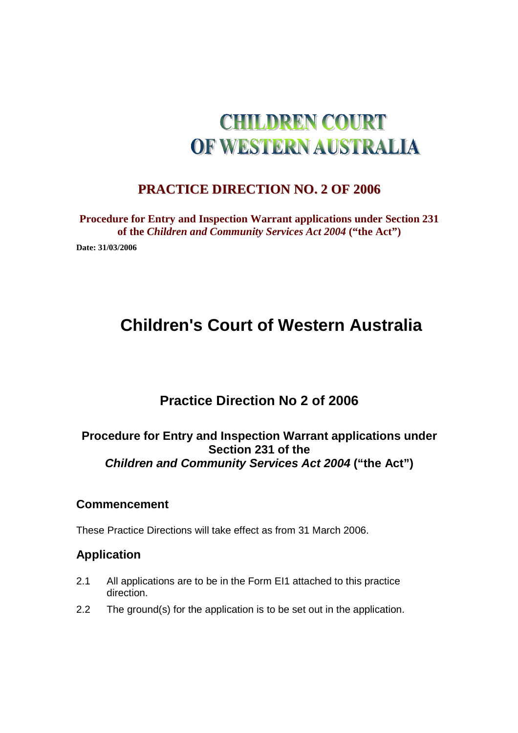# CHILDREN COURT OF WESTERN AUSTRALIA

## PRACTICE DIRECTION NO. 2 OF 2006

**Procedure for Entry and Inspection Warrant applications under Section 231 of the *Children and Community Services Act 2004* ("the Act")**

**Date: 31/03/2006**

# Children's Court of Western Australia

## Practice Direction No 2 of 2006

### Procedure for Entry and Inspection Warrant applications under Section 231 of the *Children and Community Services Act 2004* ("the Act")

### Commencement

These Practice Directions will take effect as from 31 March 2006.

### Application

2.1 All applications are to be in the Form EI1 attached to this practice direction.

2.2 The ground(s) for the application is to be set out in the application.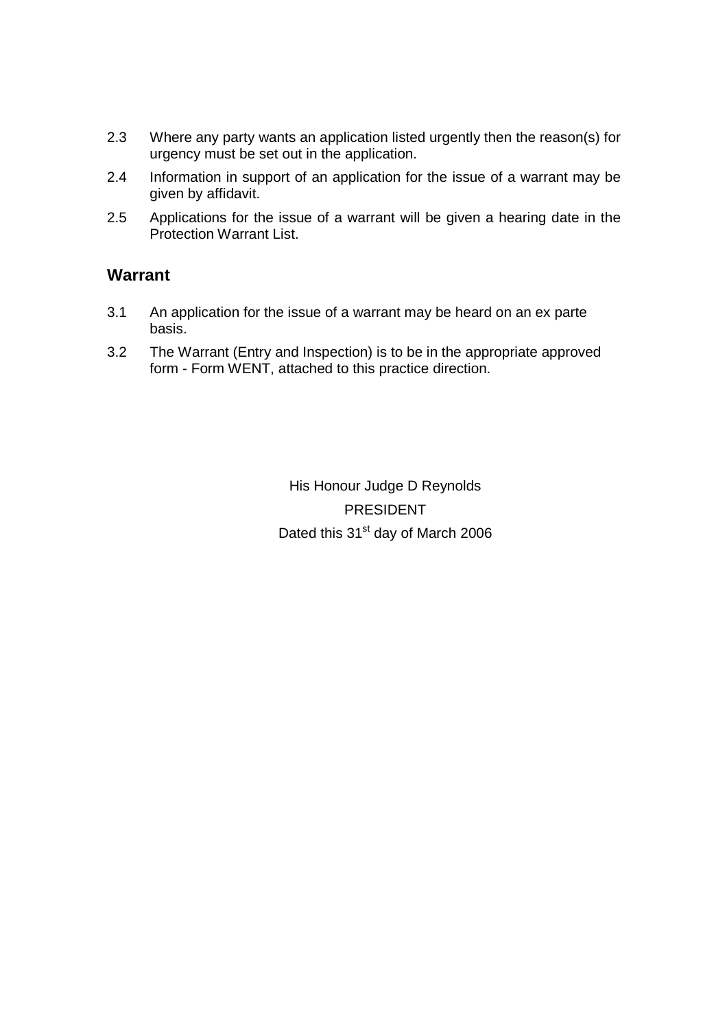2.3 Where any party wants an application listed urgently then the reason(s) for urgency must be set out in the application.

2.4 Information in support of an application for the issue of a warrant may be given by affidavit.

2.5 Applications for the issue of a warrant will be given a hearing date in the Protection Warrant List.

## Warrant

3.1 An application for the issue of a warrant may be heard on an ex parte basis.

3.2 The Warrant (Entry and Inspection) is to be in the appropriate approved form - Form WENT, attached to this practice direction.

His Honour Judge D Reynolds

PRESIDENT

Dated this 31st day of March 2006